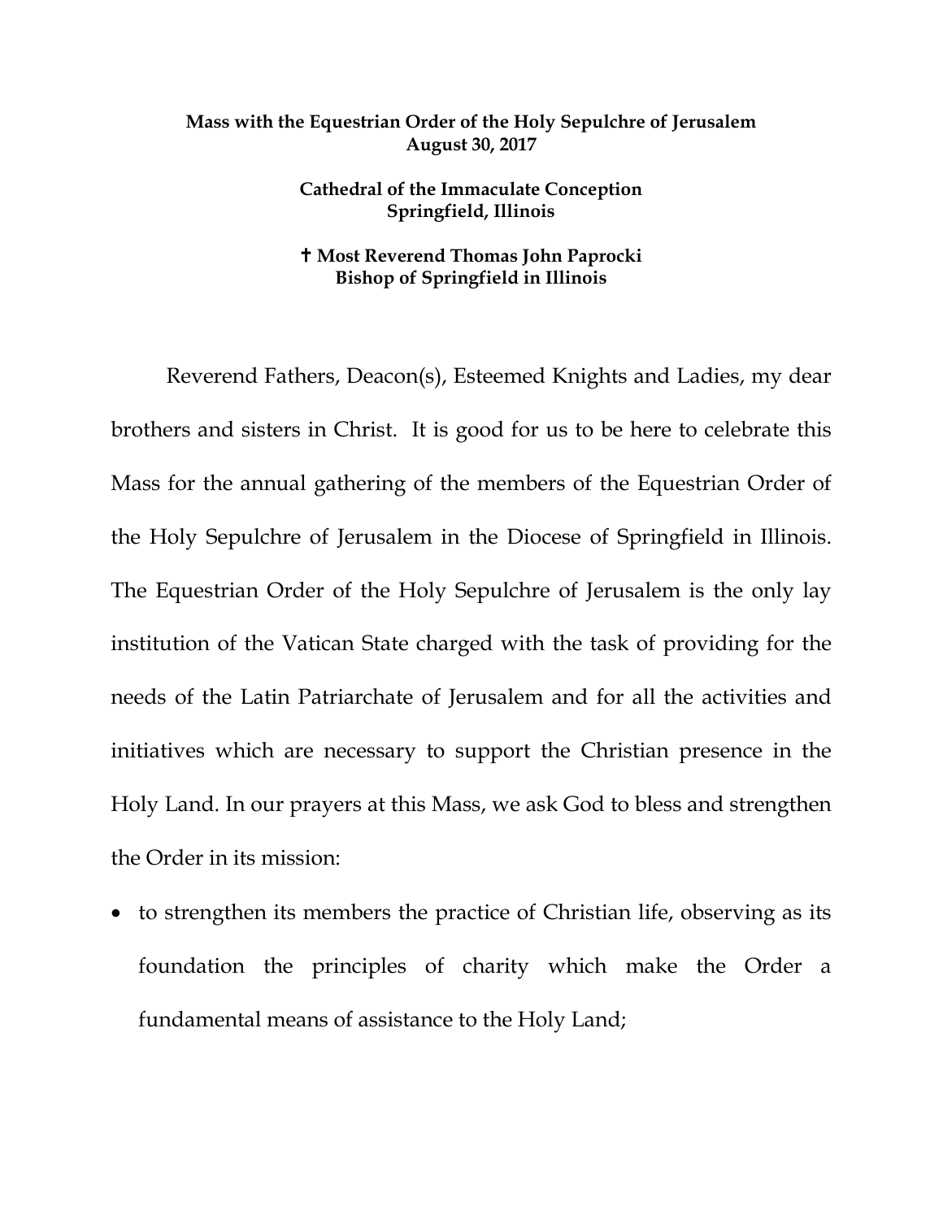**Mass with the Equestrian Order of the Holy Sepulchre of Jerusalem**
**August 30, 2017**

**Cathedral of the Immaculate Conception**
**Springfield, Illinois**

**✝ Most Reverend Thomas John Paprocki**
**Bishop of Springfield in Illinois**

Reverend Fathers, Deacon(s), Esteemed Knights and Ladies, my dear brothers and sisters in Christ. It is good for us to be here to celebrate this Mass for the annual gathering of the members of the Equestrian Order of the Holy Sepulchre of Jerusalem in the Diocese of Springfield in Illinois. The Equestrian Order of the Holy Sepulchre of Jerusalem is the only lay institution of the Vatican State charged with the task of providing for the needs of the Latin Patriarchate of Jerusalem and for all the activities and initiatives which are necessary to support the Christian presence in the Holy Land. In our prayers at this Mass, we ask God to bless and strengthen the Order in its mission:

- to strengthen its members the practice of Christian life, observing as its foundation the principles of charity which make the Order a fundamental means of assistance to the Holy Land;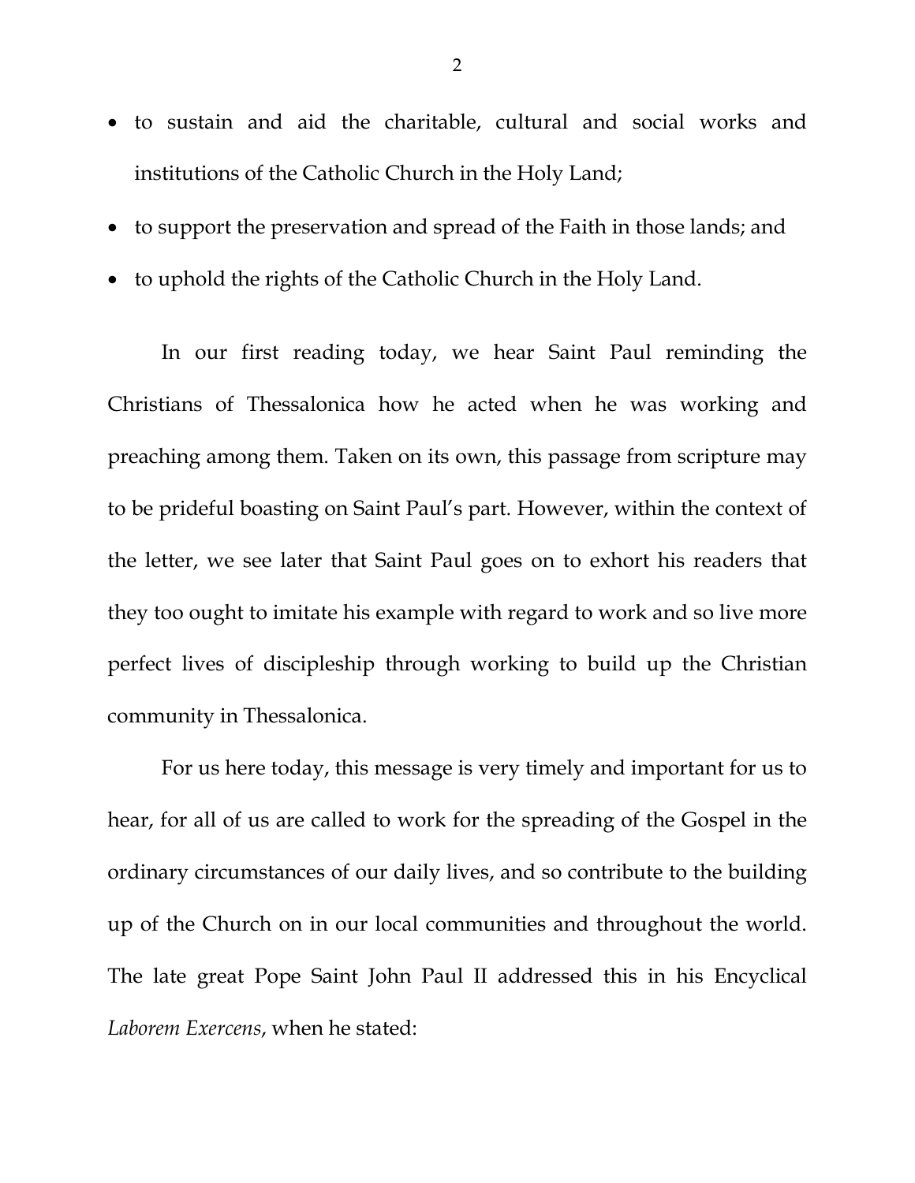- to sustain and aid the charitable, cultural and social works and institutions of the Catholic Church in the Holy Land;
- to support the preservation and spread of the Faith in those lands; and
- to uphold the rights of the Catholic Church in the Holy Land.

In our first reading today, we hear Saint Paul reminding the Christians of Thessalonica how he acted when he was working and preaching among them. Taken on its own, this passage from scripture may to be prideful boasting on Saint Paul's part. However, within the context of the letter, we see later that Saint Paul goes on to exhort his readers that they too ought to imitate his example with regard to work and so live more perfect lives of discipleship through working to build up the Christian community in Thessalonica.

For us here today, this message is very timely and important for us to hear, for all of us are called to work for the spreading of the Gospel in the ordinary circumstances of our daily lives, and so contribute to the building up of the Church on in our local communities and throughout the world. The late great Pope Saint John Paul II addressed this in his Encyclical *Laborem Exercens*, when he stated: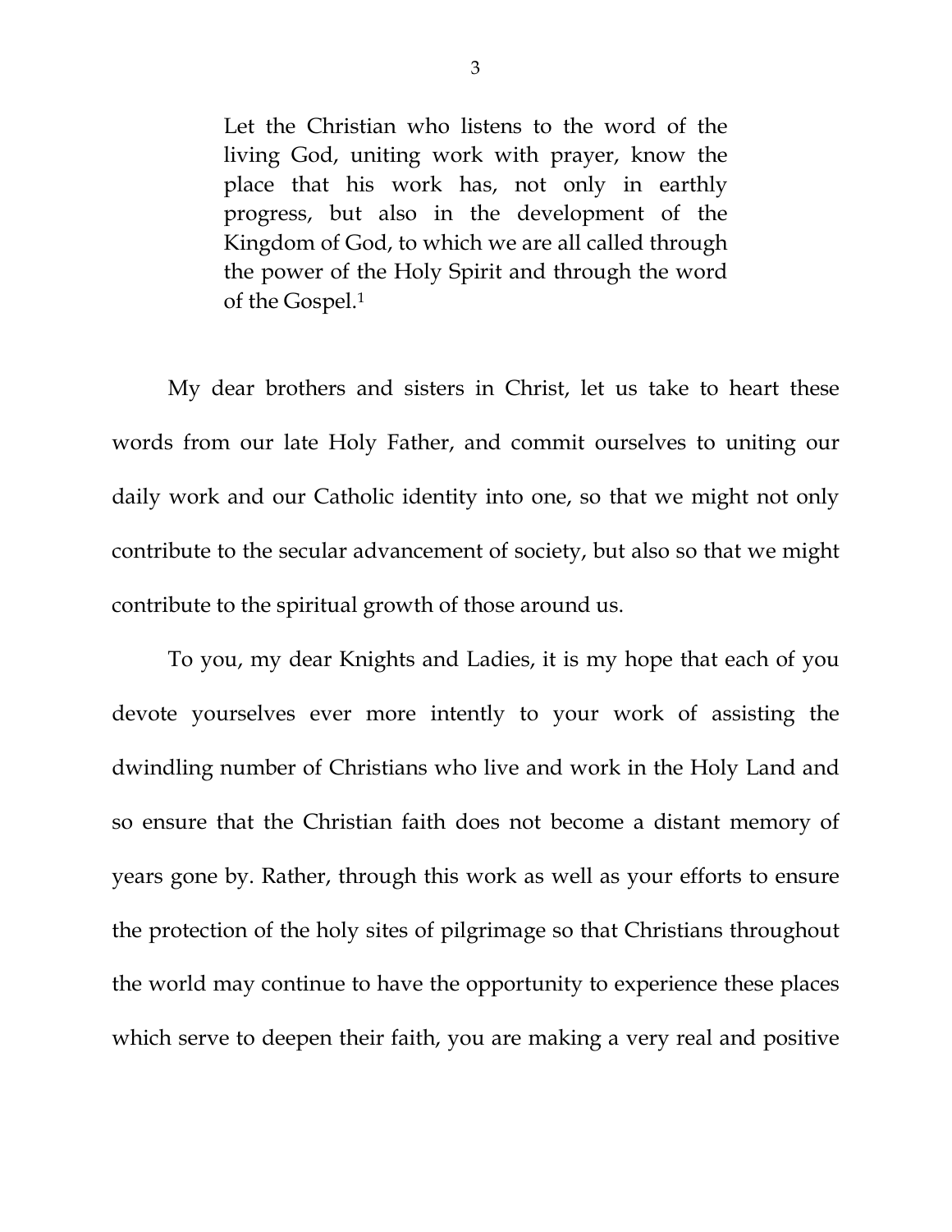> Let the Christian who listens to the word of the living God, uniting work with prayer, know the place that his work has, not only in earthly progress, but also in the development of the Kingdom of God, to which we are all called through the power of the Holy Spirit and through the word of the Gospel.[1]

My dear brothers and sisters in Christ, let us take to heart these words from our late Holy Father, and commit ourselves to uniting our daily work and our Catholic identity into one, so that we might not only contribute to the secular advancement of society, but also so that we might contribute to the spiritual growth of those around us.

To you, my dear Knights and Ladies, it is my hope that each of you devote yourselves ever more intently to your work of assisting the dwindling number of Christians who live and work in the Holy Land and so ensure that the Christian faith does not become a distant memory of years gone by. Rather, through this work as well as your efforts to ensure the protection of the holy sites of pilgrimage so that Christians throughout the world may continue to have the opportunity to experience these places which serve to deepen their faith, you are making a very real and positive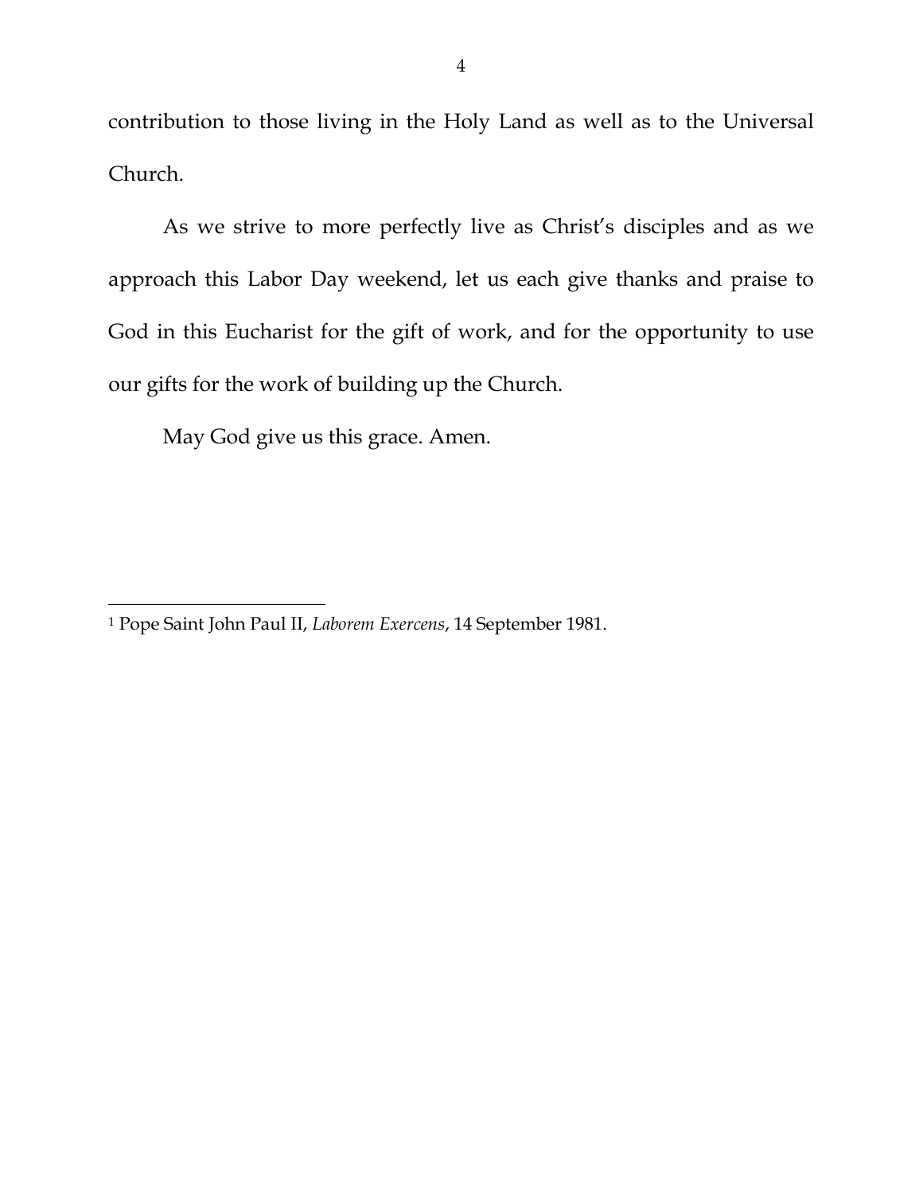contribution to those living in the Holy Land as well as to the Universal Church.

As we strive to more perfectly live as Christ's disciples and as we approach this Labor Day weekend, let us each give thanks and praise to God in this Eucharist for the gift of work, and for the opportunity to use our gifts for the work of building up the Church.

May God give us this grace. Amen.

---

[1] Pope Saint John Paul II, *Laborem Exercens*, 14 September 1981.